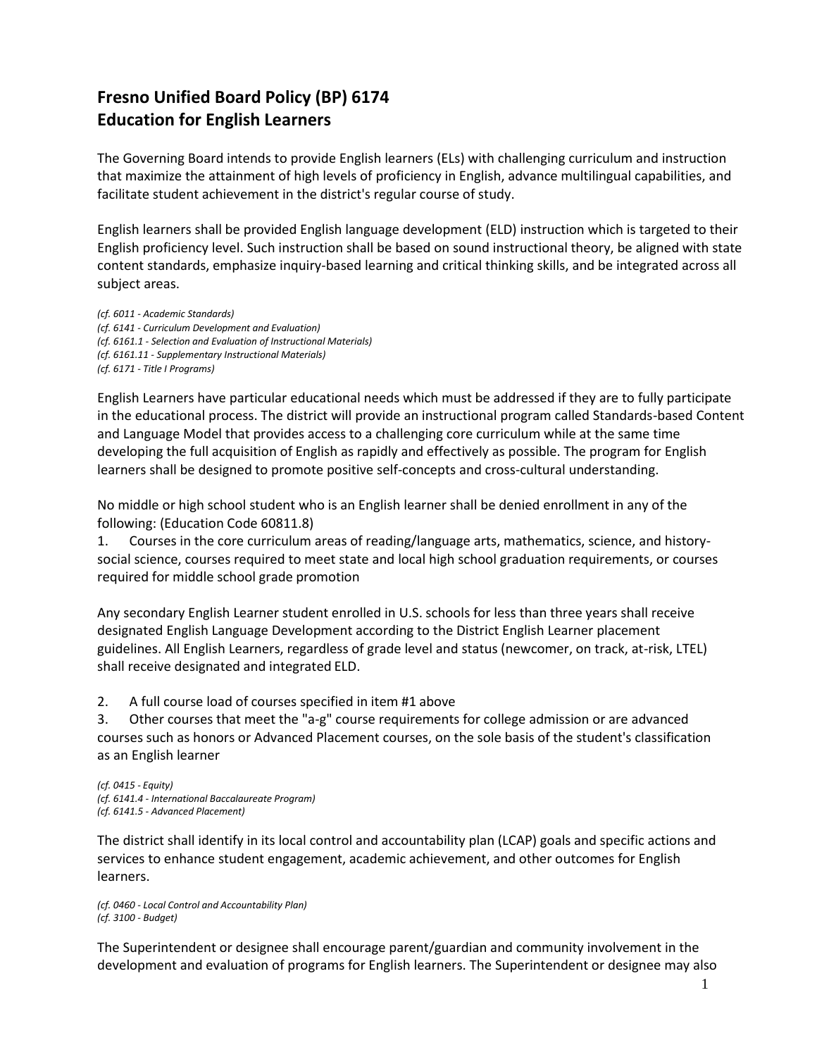# Fresno Unified Board Policy (BP) 6174
# Education for English Learners

The Governing Board intends to provide English learners (ELs) with challenging curriculum and instruction that maximize the attainment of high levels of proficiency in English, advance multilingual capabilities, and facilitate student achievement in the district's regular course of study.

English learners shall be provided English language development (ELD) instruction which is targeted to their English proficiency level. Such instruction shall be based on sound instructional theory, be aligned with state content standards, emphasize inquiry-based learning and critical thinking skills, and be integrated across all subject areas.

*(cf. 6011 - Academic Standards)*
*(cf. 6141 - Curriculum Development and Evaluation)*
*(cf. 6161.1 - Selection and Evaluation of Instructional Materials)*
*(cf. 6161.11 - Supplementary Instructional Materials)*
*(cf. 6171 - Title I Programs)*

English Learners have particular educational needs which must be addressed if they are to fully participate in the educational process. The district will provide an instructional program called Standards-based Content and Language Model that provides access to a challenging core curriculum while at the same time developing the full acquisition of English as rapidly and effectively as possible. The program for English learners shall be designed to promote positive self-concepts and cross-cultural understanding.

No middle or high school student who is an English learner shall be denied enrollment in any of the following: (Education Code 60811.8)

1. Courses in the core curriculum areas of reading/language arts, mathematics, science, and history-social science, courses required to meet state and local high school graduation requirements, or courses required for middle school grade promotion

Any secondary English Learner student enrolled in U.S. schools for less than three years shall receive designated English Language Development according to the District English Learner placement guidelines. All English Learners, regardless of grade level and status (newcomer, on track, at-risk, LTEL) shall receive designated and integrated ELD.

2. A full course load of courses specified in item #1 above
3. Other courses that meet the "a-g" course requirements for college admission or are advanced courses such as honors or Advanced Placement courses, on the sole basis of the student's classification as an English learner

*(cf. 0415 - Equity)*
*(cf. 6141.4 - International Baccalaureate Program)*
*(cf. 6141.5 - Advanced Placement)*

The district shall identify in its local control and accountability plan (LCAP) goals and specific actions and services to enhance student engagement, academic achievement, and other outcomes for English learners.

*(cf. 0460 - Local Control and Accountability Plan)*
*(cf. 3100 - Budget)*

The Superintendent or designee shall encourage parent/guardian and community involvement in the development and evaluation of programs for English learners. The Superintendent or designee may also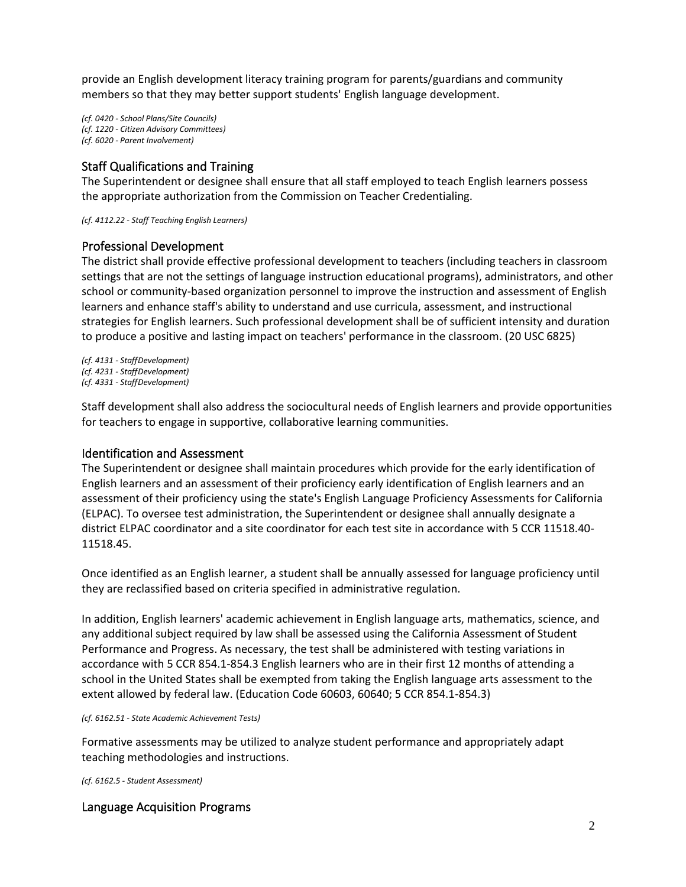provide an English development literacy training program for parents/guardians and community members so that they may better support students' English language development.

*(cf. 0420 - School Plans/Site Councils)*
*(cf. 1220 - Citizen Advisory Committees)*
*(cf. 6020 - Parent Involvement)*

## Staff Qualifications and Training

The Superintendent or designee shall ensure that all staff employed to teach English learners possess the appropriate authorization from the Commission on Teacher Credentialing.

*(cf. 4112.22 - Staff Teaching English Learners)*

## Professional Development

The district shall provide effective professional development to teachers (including teachers in classroom settings that are not the settings of language instruction educational programs), administrators, and other school or community-based organization personnel to improve the instruction and assessment of English learners and enhance staff's ability to understand and use curricula, assessment, and instructional strategies for English learners. Such professional development shall be of sufficient intensity and duration to produce a positive and lasting impact on teachers' performance in the classroom. (20 USC 6825)

*(cf. 4131 - StaffDevelopment)*
*(cf. 4231 - StaffDevelopment)*
*(cf. 4331 - StaffDevelopment)*

Staff development shall also address the sociocultural needs of English learners and provide opportunities for teachers to engage in supportive, collaborative learning communities.

## Identification and Assessment

The Superintendent or designee shall maintain procedures which provide for the early identification of English learners and an assessment of their proficiency early identification of English learners and an assessment of their proficiency using the state's English Language Proficiency Assessments for California (ELPAC). To oversee test administration, the Superintendent or designee shall annually designate a district ELPAC coordinator and a site coordinator for each test site in accordance with 5 CCR 11518.40-11518.45.

Once identified as an English learner, a student shall be annually assessed for language proficiency until they are reclassified based on criteria specified in administrative regulation.

In addition, English learners' academic achievement in English language arts, mathematics, science, and any additional subject required by law shall be assessed using the California Assessment of Student Performance and Progress. As necessary, the test shall be administered with testing variations in accordance with 5 CCR 854.1-854.3 English learners who are in their first 12 months of attending a school in the United States shall be exempted from taking the English language arts assessment to the extent allowed by federal law. (Education Code 60603, 60640; 5 CCR 854.1-854.3)

*(cf. 6162.51 - State Academic Achievement Tests)*

Formative assessments may be utilized to analyze student performance and appropriately adapt teaching methodologies and instructions.

*(cf. 6162.5 - Student Assessment)*

## Language Acquisition Programs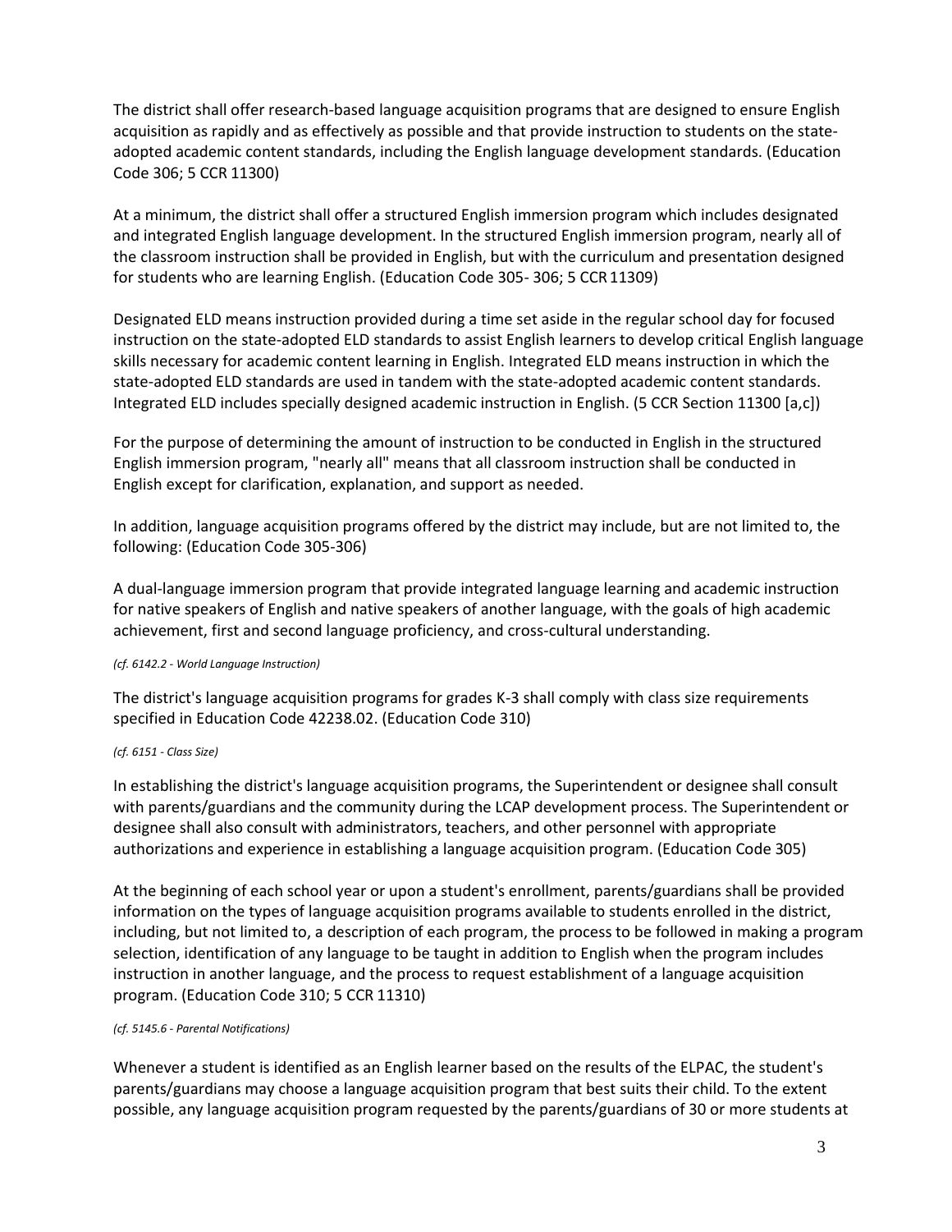The district shall offer research-based language acquisition programs that are designed to ensure English acquisition as rapidly and as effectively as possible and that provide instruction to students on the state-adopted academic content standards, including the English language development standards. (Education Code 306; 5 CCR 11300)

At a minimum, the district shall offer a structured English immersion program which includes designated and integrated English language development. In the structured English immersion program, nearly all of the classroom instruction shall be provided in English, but with the curriculum and presentation designed for students who are learning English. (Education Code 305- 306; 5 CCR 11309)

Designated ELD means instruction provided during a time set aside in the regular school day for focused instruction on the state-adopted ELD standards to assist English learners to develop critical English language skills necessary for academic content learning in English. Integrated ELD means instruction in which the state-adopted ELD standards are used in tandem with the state-adopted academic content standards. Integrated ELD includes specially designed academic instruction in English. (5 CCR Section 11300 [a,c])

For the purpose of determining the amount of instruction to be conducted in English in the structured English immersion program, "nearly all" means that all classroom instruction shall be conducted in English except for clarification, explanation, and support as needed.

In addition, language acquisition programs offered by the district may include, but are not limited to, the following: (Education Code 305-306)

A dual-language immersion program that provide integrated language learning and academic instruction for native speakers of English and native speakers of another language, with the goals of high academic achievement, first and second language proficiency, and cross-cultural understanding.

*(cf. 6142.2 - World Language Instruction)*

The district's language acquisition programs for grades K-3 shall comply with class size requirements specified in Education Code 42238.02. (Education Code 310)

*(cf. 6151 - Class Size)*

In establishing the district's language acquisition programs, the Superintendent or designee shall consult with parents/guardians and the community during the LCAP development process. The Superintendent or designee shall also consult with administrators, teachers, and other personnel with appropriate authorizations and experience in establishing a language acquisition program. (Education Code 305)

At the beginning of each school year or upon a student's enrollment, parents/guardians shall be provided information on the types of language acquisition programs available to students enrolled in the district, including, but not limited to, a description of each program, the process to be followed in making a program selection, identification of any language to be taught in addition to English when the program includes instruction in another language, and the process to request establishment of a language acquisition program. (Education Code 310; 5 CCR 11310)

*(cf. 5145.6 - Parental Notifications)*

Whenever a student is identified as an English learner based on the results of the ELPAC, the student's parents/guardians may choose a language acquisition program that best suits their child. To the extent possible, any language acquisition program requested by the parents/guardians of 30 or more students at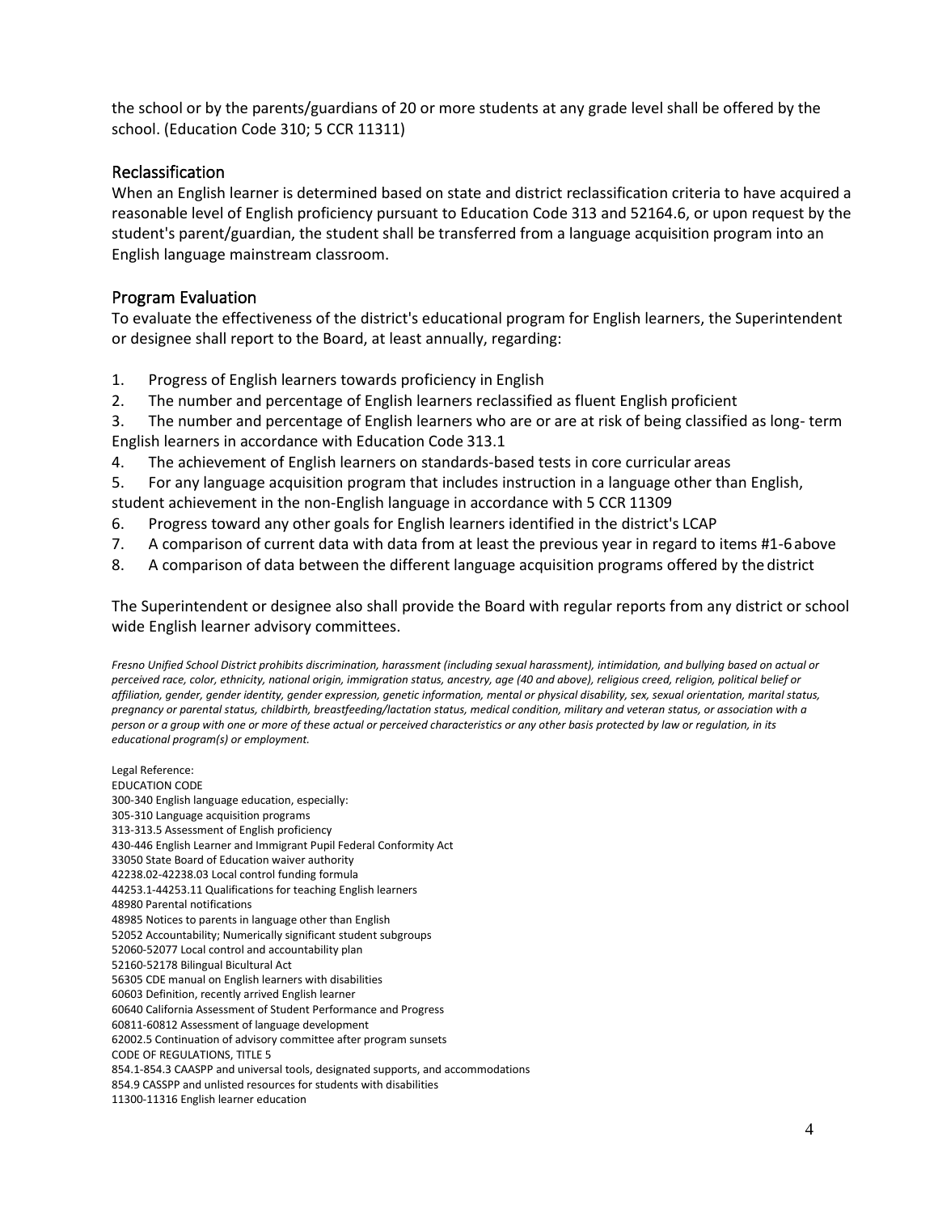the school or by the parents/guardians of 20 or more students at any grade level shall be offered by the school. (Education Code 310; 5 CCR 11311)

## Reclassification

When an English learner is determined based on state and district reclassification criteria to have acquired a reasonable level of English proficiency pursuant to Education Code 313 and 52164.6, or upon request by the student's parent/guardian, the student shall be transferred from a language acquisition program into an English language mainstream classroom.

## Program Evaluation

To evaluate the effectiveness of the district's educational program for English learners, the Superintendent or designee shall report to the Board, at least annually, regarding:

1. Progress of English learners towards proficiency in English
2. The number and percentage of English learners reclassified as fluent English proficient
3. The number and percentage of English learners who are or are at risk of being classified as long- term English learners in accordance with Education Code 313.1
4. The achievement of English learners on standards-based tests in core curricular areas
5. For any language acquisition program that includes instruction in a language other than English, student achievement in the non-English language in accordance with 5 CCR 11309
6. Progress toward any other goals for English learners identified in the district's LCAP
7. A comparison of current data with data from at least the previous year in regard to items #1-6 above
8. A comparison of data between the different language acquisition programs offered by the district

The Superintendent or designee also shall provide the Board with regular reports from any district or school wide English learner advisory committees.

*Fresno Unified School District prohibits discrimination, harassment (including sexual harassment), intimidation, and bullying based on actual or perceived race, color, ethnicity, national origin, immigration status, ancestry, age (40 and above), religious creed, religion, political belief or affiliation, gender, gender identity, gender expression, genetic information, mental or physical disability, sex, sexual orientation, marital status, pregnancy or parental status, childbirth, breastfeeding/lactation status, medical condition, military and veteran status, or association with a person or a group with one or more of these actual or perceived characteristics or any other basis protected by law or regulation, in its educational program(s) or employment.*

Legal Reference:
EDUCATION CODE
300-340 English language education, especially:
305-310 Language acquisition programs
313-313.5 Assessment of English proficiency
430-446 English Learner and Immigrant Pupil Federal Conformity Act
33050 State Board of Education waiver authority
42238.02-42238.03 Local control funding formula
44253.1-44253.11 Qualifications for teaching English learners
48980 Parental notifications
48985 Notices to parents in language other than English
52052 Accountability; Numerically significant student subgroups
52060-52077 Local control and accountability plan
52160-52178 Bilingual Bicultural Act
56305 CDE manual on English learners with disabilities
60603 Definition, recently arrived English learner
60640 California Assessment of Student Performance and Progress
60811-60812 Assessment of language development
62002.5 Continuation of advisory committee after program sunsets
CODE OF REGULATIONS, TITLE 5
854.1-854.3 CAASPP and universal tools, designated supports, and accommodations
854.9 CASSPP and unlisted resources for students with disabilities
11300-11316 English learner education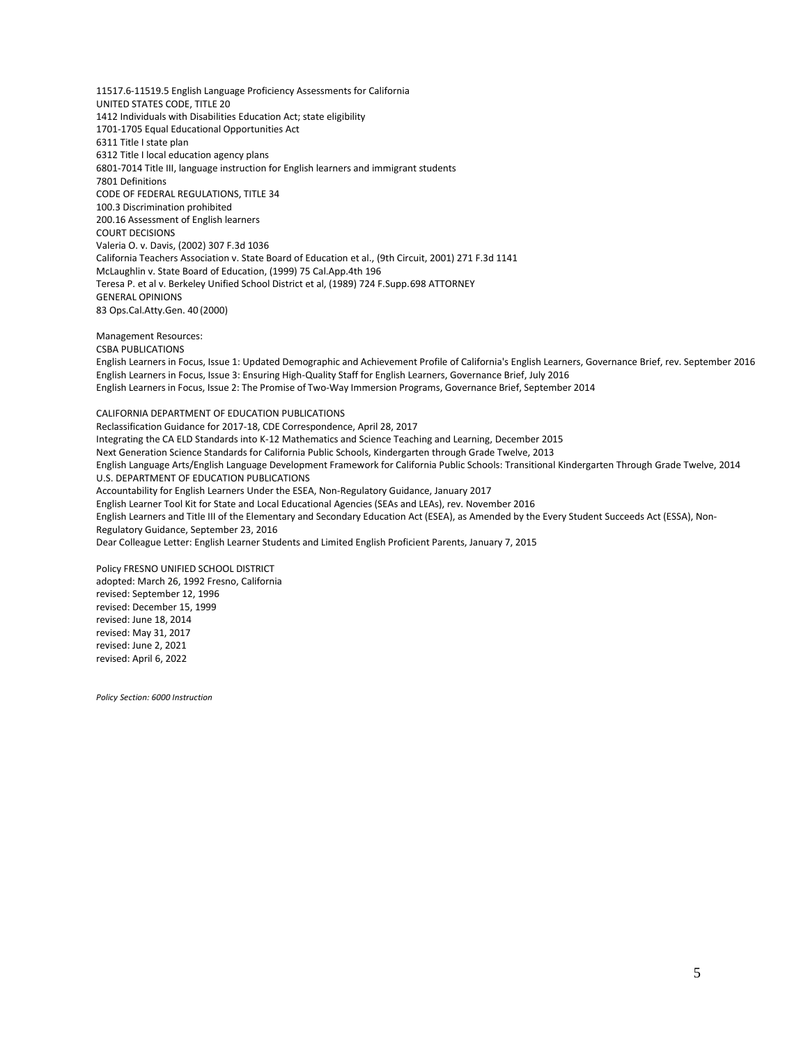11517.6-11519.5 English Language Proficiency Assessments for California

UNITED STATES CODE, TITLE 20

1412 Individuals with Disabilities Education Act; state eligibility

1701-1705 Equal Educational Opportunities Act

6311 Title I state plan

6312 Title I local education agency plans

6801-7014 Title III, language instruction for English learners and immigrant students

7801 Definitions

CODE OF FEDERAL REGULATIONS, TITLE 34

100.3 Discrimination prohibited

200.16 Assessment of English learners

COURT DECISIONS

Valeria O. v. Davis, (2002) 307 F.3d 1036

California Teachers Association v. State Board of Education et al., (9th Circuit, 2001) 271 F.3d 1141

McLaughlin v. State Board of Education, (1999) 75 Cal.App.4th 196

Teresa P. et al v. Berkeley Unified School District et al, (1989) 724 F.Supp.698 ATTORNEY GENERAL OPINIONS

83 Ops.Cal.Atty.Gen. 40 (2000)

Management Resources:

CSBA PUBLICATIONS

English Learners in Focus, Issue 1: Updated Demographic and Achievement Profile of California's English Learners, Governance Brief, rev. September 2016

English Learners in Focus, Issue 3: Ensuring High-Quality Staff for English Learners, Governance Brief, July 2016

English Learners in Focus, Issue 2: The Promise of Two-Way Immersion Programs, Governance Brief, September 2014

CALIFORNIA DEPARTMENT OF EDUCATION PUBLICATIONS

Reclassification Guidance for 2017-18, CDE Correspondence, April 28, 2017

Integrating the CA ELD Standards into K-12 Mathematics and Science Teaching and Learning, December 2015

Next Generation Science Standards for California Public Schools, Kindergarten through Grade Twelve, 2013

English Language Arts/English Language Development Framework for California Public Schools: Transitional Kindergarten Through Grade Twelve, 2014

U.S. DEPARTMENT OF EDUCATION PUBLICATIONS

Accountability for English Learners Under the ESEA, Non-Regulatory Guidance, January 2017

English Learner Tool Kit for State and Local Educational Agencies (SEAs and LEAs), rev. November 2016

English Learners and Title III of the Elementary and Secondary Education Act (ESEA), as Amended by the Every Student Succeeds Act (ESSA), Non-Regulatory Guidance, September 23, 2016

Dear Colleague Letter: English Learner Students and Limited English Proficient Parents, January 7, 2015

Policy FRESNO UNIFIED SCHOOL DISTRICT

adopted: March 26, 1992 Fresno, California

revised: September 12, 1996

revised: December 15, 1999

revised: June 18, 2014

revised: May 31, 2017

revised: June 2, 2021

revised: April 6, 2022

*Policy Section: 6000 Instruction*